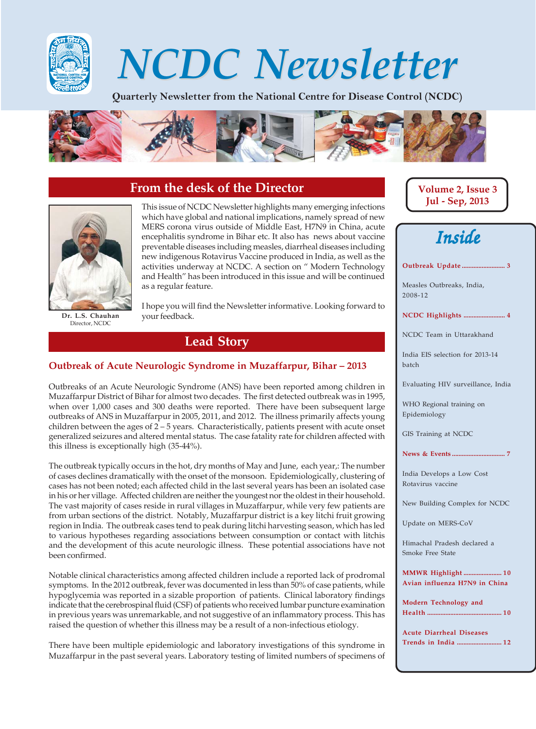# NCDC Newsletter

**Quarterly Newsletter from the National Centre for Disease Control (NCDC)**

**Volume 2, Issue 3**
**Jul - Sep, 2013**

## From the desk of the Director

This issue of NCDC Newsletter highlights many emerging infections which have global and national implications, namely spread of new MERS corona virus outside of Middle East, H7N9 in China, acute encephalitis syndrome in Bihar etc. It also has news about vaccine preventable diseases including measles, diarrheal diseases including new indigenous Rotavirus Vaccine produced in India, as well as the activities underway at NCDC. A section on " Modern Technology and Health" has been introduced in this issue and will be continued as a regular feature.

I hope you will find the Newsletter informative. Looking forward to your feedback.

**Dr. L.S. Chauhan**
Director, NCDC

## Inside

**Outbreak Update** .......................... 3

Measles Outbreaks, India, 2008-12

**NCDC Highlights** .......................... 4

NCDC Team in Uttarakhand

India EIS selection for 2013-14 batch

Evaluating HIV surveillance, India

WHO Regional training on Epidemiology

GIS Training at NCDC

**News & Events** .......................... 7

India Develops a Low Cost Rotavirus vaccine

New Building Complex for NCDC

Update on MERS-CoV

Himachal Pradesh declared a Smoke Free State

**MMWR Highlight** .......................... 10
**Avian influenza H7N9 in China**

**Modern Technology and Health** .......................... 10

**Acute Diarrheal Diseases Trends in India** .......................... 12

## Lead Story

### Outbreak of Acute Neurologic Syndrome in Muzaffarpur, Bihar – 2013

Outbreaks of an Acute Neurologic Syndrome (ANS) have been reported among children in Muzaffarpur District of Bihar for almost two decades. The first detected outbreak was in 1995, when over 1,000 cases and 300 deaths were reported. There have been subsequent large outbreaks of ANS in Muzaffarpur in 2005, 2011, and 2012. The illness primarily affects young children between the ages of 2 – 5 years. Characteristically, patients present with acute onset generalized seizures and altered mental status. The case fatality rate for children affected with this illness is exceptionally high (35-44%).

The outbreak typically occurs in the hot, dry months of May and June, each year,: The number of cases declines dramatically with the onset of the monsoon. Epidemiologically, clustering of cases has not been noted; each affected child in the last several years has been an isolated case in his or her village. Affected children are neither the youngest nor the oldest in their household. The vast majority of cases reside in rural villages in Muzaffarpur, while very few patients are from urban sections of the district. Notably, Muzaffarpur district is a key litchi fruit growing region in India. The outbreak cases tend to peak during litchi harvesting season, which has led to various hypotheses regarding associations between consumption or contact with litchis and the development of this acute neurologic illness. These potential associations have not been confirmed.

Notable clinical characteristics among affected children include a reported lack of prodromal symptoms. In the 2012 outbreak, fever was documented in less than 50% of case patients, while hypoglycemia was reported in a sizable proportion of patients. Clinical laboratory findings indicate that the cerebrospinal fluid (CSF) of patients who received lumbar puncture examination in previous years was unremarkable, and not suggestive of an inflammatory process. This has raised the question of whether this illness may be a result of a non-infectious etiology.

There have been multiple epidemiologic and laboratory investigations of this syndrome in Muzaffarpur in the past several years. Laboratory testing of limited numbers of specimens of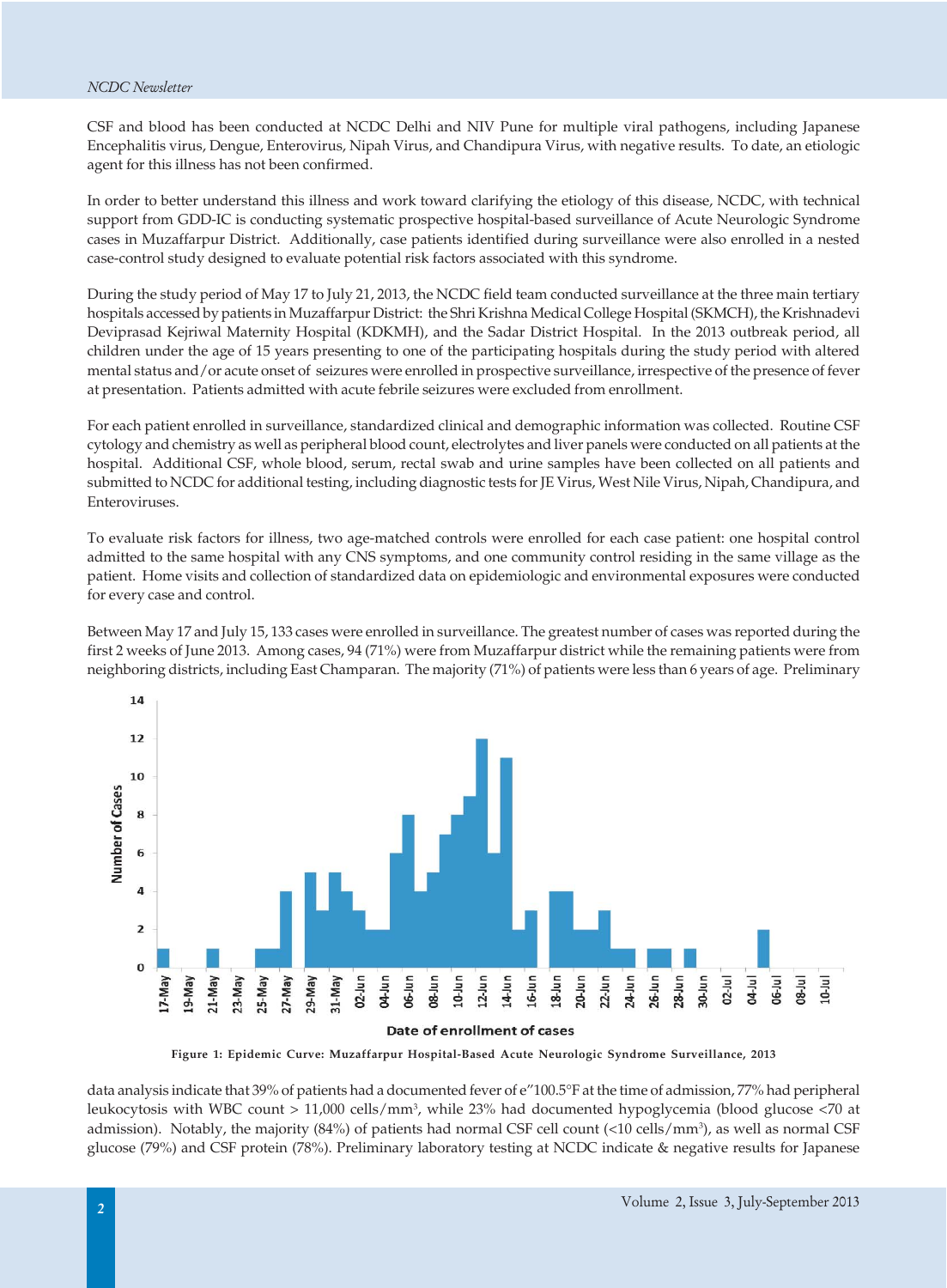CSF and blood has been conducted at NCDC Delhi and NIV Pune for multiple viral pathogens, including Japanese Encephalitis virus, Dengue, Enterovirus, Nipah Virus, and Chandipura Virus, with negative results. To date, an etiologic agent for this illness has not been confirmed.

In order to better understand this illness and work toward clarifying the etiology of this disease, NCDC, with technical support from GDD-IC is conducting systematic prospective hospital-based surveillance of Acute Neurologic Syndrome cases in Muzaffarpur District. Additionally, case patients identified during surveillance were also enrolled in a nested case-control study designed to evaluate potential risk factors associated with this syndrome.

During the study period of May 17 to July 21, 2013, the NCDC field team conducted surveillance at the three main tertiary hospitals accessed by patients in Muzaffarpur District: the Shri Krishna Medical College Hospital (SKMCH), the Krishnadevi Deviprasad Kejriwal Maternity Hospital (KDKMH), and the Sadar District Hospital. In the 2013 outbreak period, all children under the age of 15 years presenting to one of the participating hospitals during the study period with altered mental status and/or acute onset of seizures were enrolled in prospective surveillance, irrespective of the presence of fever at presentation. Patients admitted with acute febrile seizures were excluded from enrollment.

For each patient enrolled in surveillance, standardized clinical and demographic information was collected. Routine CSF cytology and chemistry as well as peripheral blood count, electrolytes and liver panels were conducted on all patients at the hospital. Additional CSF, whole blood, serum, rectal swab and urine samples have been collected on all patients and submitted to NCDC for additional testing, including diagnostic tests for JE Virus, West Nile Virus, Nipah, Chandipura, and Enteroviruses.

To evaluate risk factors for illness, two age-matched controls were enrolled for each case patient: one hospital control admitted to the same hospital with any CNS symptoms, and one community control residing in the same village as the patient. Home visits and collection of standardized data on epidemiologic and environmental exposures were conducted for every case and control.

Between May 17 and July 15, 133 cases were enrolled in surveillance. The greatest number of cases was reported during the first 2 weeks of June 2013. Among cases, 94 (71%) were from Muzaffarpur district while the remaining patients were from neighboring districts, including East Champaran. The majority (71%) of patients were less than 6 years of age. Preliminary data analysis indicate that 39% of patients had a documented fever of e"100.5°F at the time of admission, 77% had peripheral leukocytosis with WBC count > 11,000 cells/mm³, while 23% had documented hypoglycemia (blood glucose <70 at admission). Notably, the majority (84%) of patients had normal CSF cell count (<10 cells/mm³), as well as normal CSF glucose (79%) and CSF protein (78%). Preliminary laboratory testing at NCDC indicate & negative results for Japanese

**Figure 1: Epidemic Curve: Muzaffarpur Hospital-Based Acute Neurologic Syndrome Surveillance, 2013**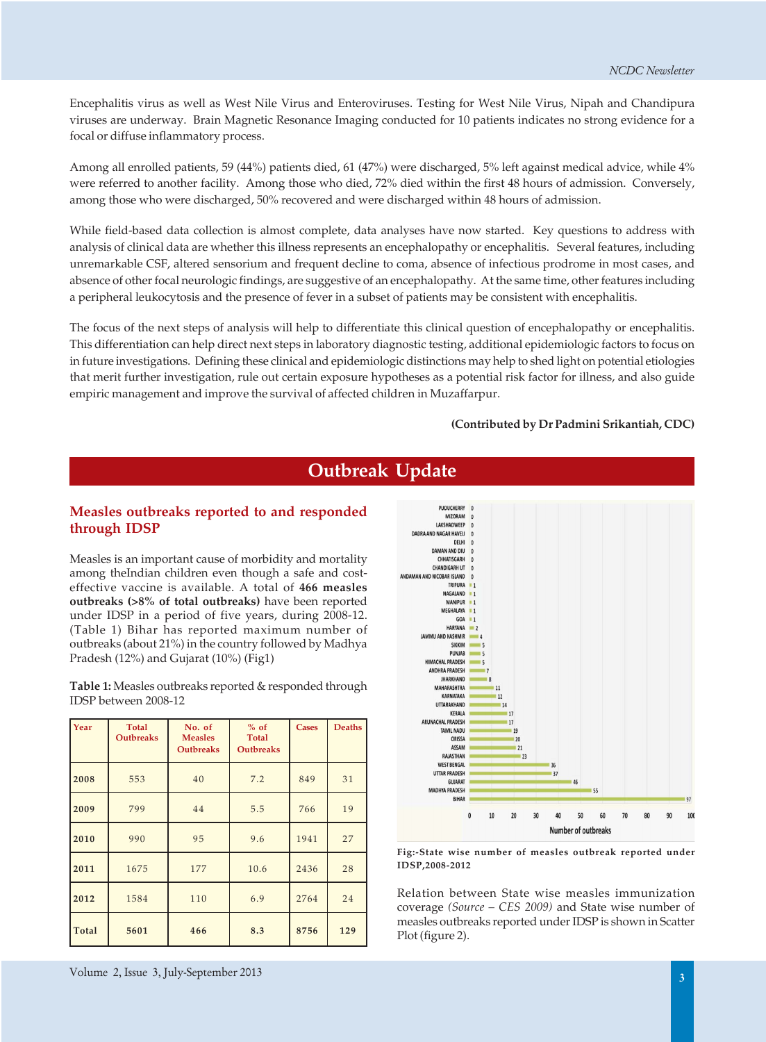Encephalitis virus as well as West Nile Virus and Enteroviruses. Testing for West Nile Virus, Nipah and Chandipura viruses are underway. Brain Magnetic Resonance Imaging conducted for 10 patients indicates no strong evidence for a focal or diffuse inflammatory process.

Among all enrolled patients, 59 (44%) patients died, 61 (47%) were discharged, 5% left against medical advice, while 4% were referred to another facility. Among those who died, 72% died within the first 48 hours of admission. Conversely, among those who were discharged, 50% recovered and were discharged within 48 hours of admission.

While field-based data collection is almost complete, data analyses have now started. Key questions to address with analysis of clinical data are whether this illness represents an encephalopathy or encephalitis. Several features, including unremarkable CSF, altered sensorium and frequent decline to coma, absence of infectious prodrome in most cases, and absence of other focal neurologic findings, are suggestive of an encephalopathy. At the same time, other features including a peripheral leukocytosis and the presence of fever in a subset of patients may be consistent with encephalitis.

The focus of the next steps of analysis will help to differentiate this clinical question of encephalopathy or encephalitis. This differentiation can help direct next steps in laboratory diagnostic testing, additional epidemiologic factors to focus on in future investigations. Defining these clinical and epidemiologic distinctions may help to shed light on potential etiologies that merit further investigation, rule out certain exposure hypotheses as a potential risk factor for illness, and also guide empiric management and improve the survival of affected children in Muzaffarpur.

**(Contributed by Dr Padmini Srikantiah, CDC)**

# Outbreak Update

## Measles outbreaks reported to and responded through IDSP

Measles is an important cause of morbidity and mortality among theIndian children even though a safe and cost-effective vaccine is available. A total of **466 measles outbreaks (>8% of total outbreaks)** have been reported under IDSP in a period of five years, during 2008-12. (Table 1) Bihar has reported maximum number of outbreaks (about 21%) in the country followed by Madhya Pradesh (12%) and Gujarat (10%) (Fig1)

**Table 1:** Measles outbreaks reported & responded through IDSP between 2008-12

| Year | Total Outbreaks | No. of Measles Outbreaks | % of Total Outbreaks | Cases | Deaths |
|---|---|---|---|---|---|
| **2008** | 553 | 40 | 7.2 | 849 | 31 |
| **2009** | 799 | 44 | 5.5 | 766 | 19 |
| **2010** | 990 | 95 | 9.6 | 1941 | 27 |
| **2011** | 1675 | 177 | 10.6 | 2436 | 28 |
| **2012** | 1584 | 110 | 6.9 | 2764 | 24 |
| **Total** | **5601** | **466** | **8.3** | **8756** | **129** |

| State | Number of outbreaks |
|---|---|
| PUDUCHERRY | 0 |
| MIZORAM | 0 |
| LAKSHADWEEP | 0 |
| DADRA AND NAGAR HAVELI | 0 |
| DELHI | 0 |
| DAMAN AND DIU | 0 |
| CHHATISGARH | 0 |
| CHANDIGARH UT | 0 |
| ANDAMAN AND NICOBAR ISLAND | 0 |
| TRIPURA | 1 |
| NAGALAND | 1 |
| MANIPUR | 1 |
| MEGHALAYA | 1 |
| GOA | 1 |
| HARYANA | 2 |
| JAMMU AND KASHMIR | 4 |
| SIKKIM | 5 |
| PUNJAB | 5 |
| HIMACHAL PRADESH | 5 |
| ANDHRA PRADESH | 7 |
| JHARKHAND | 8 |
| MAHARASHTRA | 11 |
| KARNATAKA | 12 |
| UTTARAKHAND | 14 |
| KERALA | 17 |
| ARUNACHAL PRADESH | 17 |
| TAMIL NADU | 19 |
| ORISSA | 20 |
| ASSAM | 21 |
| RAJASTHAN | 23 |
| WEST BENGAL | 36 |
| UTTAR PRADESH | 37 |
| GUJARAT | 46 |
| MADHYA PRADESH | 55 |
| BIHAR | 97 |

**Fig:-State wise number of measles outbreak reported under IDSP,2008-2012**

Relation between State wise measles immunization coverage *(Source – CES 2009)* and State wise number of measles outbreaks reported under IDSP is shown in Scatter Plot (figure 2).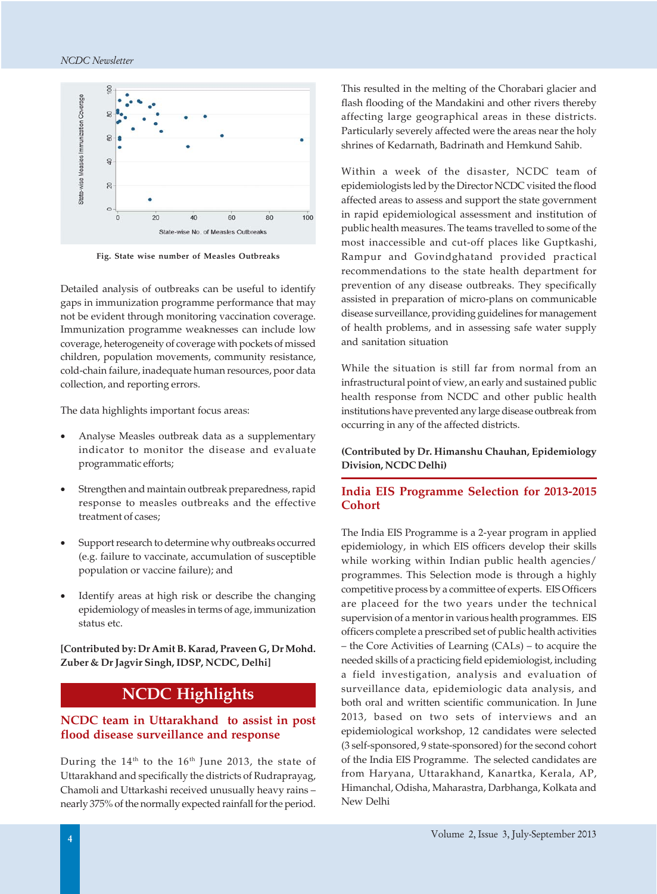Fig. State wise number of Measles Outbreaks

Detailed analysis of outbreaks can be useful to identify gaps in immunization programme performance that may not be evident through monitoring vaccination coverage. Immunization programme weaknesses can include low coverage, heterogeneity of coverage with pockets of missed children, population movements, community resistance, cold-chain failure, inadequate human resources, poor data collection, and reporting errors.

The data highlights important focus areas:

- Analyse Measles outbreak data as a supplementary indicator to monitor the disease and evaluate programmatic efforts;
- Strengthen and maintain outbreak preparedness, rapid response to measles outbreaks and the effective treatment of cases;
- Support research to determine why outbreaks occurred (e.g. failure to vaccinate, accumulation of susceptible population or vaccine failure); and
- Identify areas at high risk or describe the changing epidemiology of measles in terms of age, immunization status etc.

**[Contributed by: Dr Amit B. Karad, Praveen G, Dr Mohd. Zuber & Dr Jagvir Singh, IDSP, NCDC, Delhi]**

# NCDC Highlights

## NCDC team in Uttarakhand to assist in post flood disease surveillance and response

During the 14th to the 16th June 2013, the state of Uttarakhand and specifically the districts of Rudraprayag, Chamoli and Uttarkashi received unusually heavy rains – nearly 375% of the normally expected rainfall for the period. This resulted in the melting of the Chorabari glacier and flash flooding of the Mandakini and other rivers thereby affecting large geographical areas in these districts. Particularly severely affected were the areas near the holy shrines of Kedarnath, Badrinath and Hemkund Sahib.

Within a week of the disaster, NCDC team of epidemiologists led by the Director NCDC visited the flood affected areas to assess and support the state government in rapid epidemiological assessment and institution of public health measures. The teams travelled to some of the most inaccessible and cut-off places like Guptkashi, Rampur and Govindghatand provided practical recommendations to the state health department for prevention of any disease outbreaks. They specifically assisted in preparation of micro-plans on communicable disease surveillance, providing guidelines for management of health problems, and in assessing safe water supply and sanitation situation

While the situation is still far from normal from an infrastructural point of view, an early and sustained public health response from NCDC and other public health institutions have prevented any large disease outbreak from occurring in any of the affected districts.

**(Contributed by Dr. Himanshu Chauhan, Epidemiology Division, NCDC Delhi)**

## India EIS Programme Selection for 2013-2015 Cohort

The India EIS Programme is a 2-year program in applied epidemiology, in which EIS officers develop their skills while working within Indian public health agencies/ programmes. This Selection mode is through a highly competitive process by a committee of experts. EIS Officers are placeed for the two years under the technical supervision of a mentor in various health programmes. EIS officers complete a prescribed set of public health activities – the Core Activities of Learning (CALs) – to acquire the needed skills of a practicing field epidemiologist, including a field investigation, analysis and evaluation of surveillance data, epidemiologic data analysis, and both oral and written scientific communication. In June 2013, based on two sets of interviews and an epidemiological workshop, 12 candidates were selected (3 self-sponsored, 9 state-sponsored) for the second cohort of the India EIS Programme. The selected candidates are from Haryana, Uttarakhand, Kanartka, Kerala, AP, Himanchal, Odisha, Maharastra, Darbhanga, Kolkata and New Delhi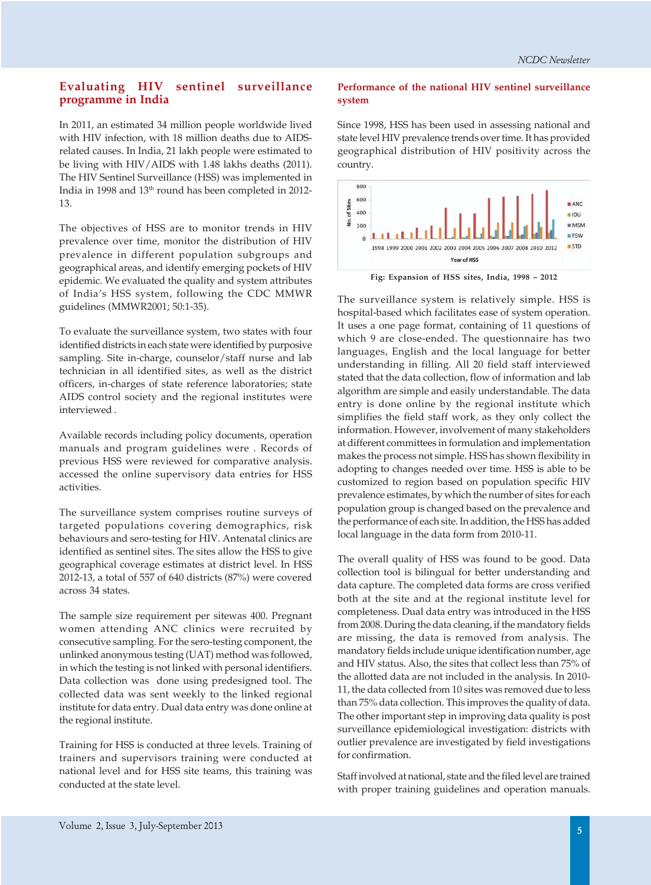## Evaluating HIV sentinel surveillance programme in India

In 2011, an estimated 34 million people worldwide lived with HIV infection, with 18 million deaths due to AIDS-related causes. In India, 21 lakh people were estimated to be living with HIV/AIDS with 1.48 lakhs deaths (2011). The HIV Sentinel Surveillance (HSS) was implemented in India in 1998 and 13th round has been completed in 2012-13.

The objectives of HSS are to monitor trends in HIV prevalence over time, monitor the distribution of HIV prevalence in different population subgroups and geographical areas, and identify emerging pockets of HIV epidemic. We evaluated the quality and system attributes of India's HSS system, following the CDC MMWR guidelines (MMWR2001; 50:1-35).

To evaluate the surveillance system, two states with four identified districts in each state were identified by purposive sampling. Site in-charge, counselor/staff nurse and lab technician in all identified sites, as well as the district officers, in-charges of state reference laboratories; state AIDS control society and the regional institutes were interviewed .

Available records including policy documents, operation manuals and program guidelines were . Records of previous HSS were reviewed for comparative analysis. accessed the online supervisory data entries for HSS activities.

The surveillance system comprises routine surveys of targeted populations covering demographics, risk behaviours and sero-testing for HIV. Antenatal clinics are identified as sentinel sites. The sites allow the HSS to give geographical coverage estimates at district level. In HSS 2012-13, a total of 557 of 640 districts (87%) were covered across 34 states.

The sample size requirement per sitewas 400. Pregnant women attending ANC clinics were recruited by consecutive sampling. For the sero-testing component, the unlinked anonymous testing (UAT) method was followed, in which the testing is not linked with personal identifiers. Data collection was done using predesigned tool. The collected data was sent weekly to the linked regional institute for data entry. Dual data entry was done online at the regional institute.

Training for HSS is conducted at three levels. Training of trainers and supervisors training were conducted at national level and for HSS site teams, this training was conducted at the state level.

### Performance of the national HIV sentinel surveillance system

Since 1998, HSS has been used in assessing national and state level HIV prevalence trends over time. It has provided geographical distribution of HIV positivity across the country.

Fig: Expansion of HSS sites, India, 1998 – 2012

The surveillance system is relatively simple. HSS is hospital-based which facilitates ease of system operation. It uses a one page format, containing of 11 questions of which 9 are close-ended. The questionnaire has two languages, English and the local language for better understanding in filling. All 20 field staff interviewed stated that the data collection, flow of information and lab algorithm are simple and easily understandable. The data entry is done online by the regional institute which simplifies the field staff work, as they only collect the information. However, involvement of many stakeholders at different committees in formulation and implementation makes the process not simple. HSS has shown flexibility in adopting to changes needed over time. HSS is able to be customized to region based on population specific HIV prevalence estimates, by which the number of sites for each population group is changed based on the prevalence and the performance of each site. In addition, the HSS has added local language in the data form from 2010-11.

The overall quality of HSS was found to be good. Data collection tool is bilingual for better understanding and data capture. The completed data forms are cross verified both at the site and at the regional institute level for completeness. Dual data entry was introduced in the HSS from 2008. During the data cleaning, if the mandatory fields are missing, the data is removed from analysis. The mandatory fields include unique identification number, age and HIV status. Also, the sites that collect less than 75% of the allotted data are not included in the analysis. In 2010-11, the data collected from 10 sites was removed due to less than 75% data collection. This improves the quality of data. The other important step in improving data quality is post surveillance epidemiological investigation: districts with outlier prevalence are investigated by field investigations for confirmation.

Staff involved at national, state and the filed level are trained with proper training guidelines and operation manuals.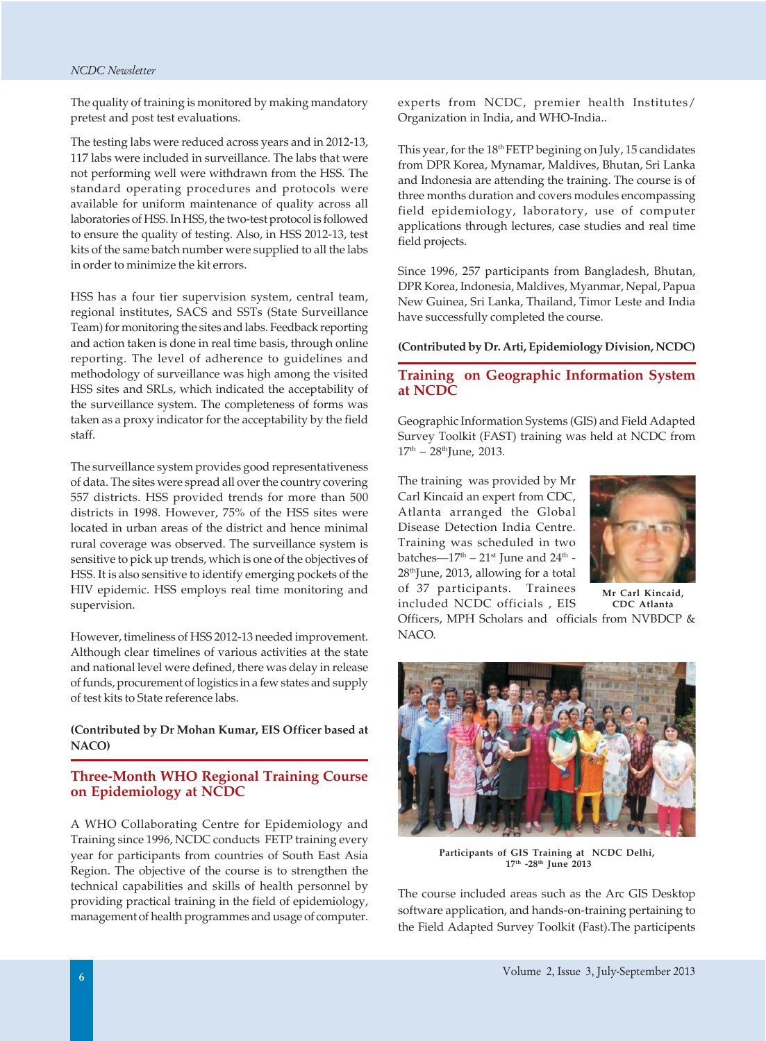The quality of training is monitored by making mandatory pretest and post test evaluations.

The testing labs were reduced across years and in 2012-13, 117 labs were included in surveillance. The labs that were not performing well were withdrawn from the HSS. The standard operating procedures and protocols were available for uniform maintenance of quality across all laboratories of HSS. In HSS, the two-test protocol is followed to ensure the quality of testing. Also, in HSS 2012-13, test kits of the same batch number were supplied to all the labs in order to minimize the kit errors.

HSS has a four tier supervision system, central team, regional institutes, SACS and SSTs (State Surveillance Team) for monitoring the sites and labs. Feedback reporting and action taken is done in real time basis, through online reporting. The level of adherence to guidelines and methodology of surveillance was high among the visited HSS sites and SRLs, which indicated the acceptability of the surveillance system. The completeness of forms was taken as a proxy indicator for the acceptability by the field staff.

The surveillance system provides good representativeness of data. The sites were spread all over the country covering 557 districts. HSS provided trends for more than 500 districts in 1998. However, 75% of the HSS sites were located in urban areas of the district and hence minimal rural coverage was observed. The surveillance system is sensitive to pick up trends, which is one of the objectives of HSS. It is also sensitive to identify emerging pockets of the HIV epidemic. HSS employs real time monitoring and supervision.

However, timeliness of HSS 2012-13 needed improvement. Although clear timelines of various activities at the state and national level were defined, there was delay in release of funds, procurement of logistics in a few states and supply of test kits to State reference labs.

**(Contributed by Dr Mohan Kumar, EIS Officer based at NACO)**

## Three-Month WHO Regional Training Course on Epidemiology at NCDC

A WHO Collaborating Centre for Epidemiology and Training since 1996, NCDC conducts FETP training every year for participants from countries of South East Asia Region. The objective of the course is to strengthen the technical capabilities and skills of health personnel by providing practical training in the field of epidemiology, management of health programmes and usage of computer. experts from NCDC, premier health Institutes/ Organization in India, and WHO-India..

This year, for the 18th FETP begining on July, 15 candidates from DPR Korea, Mynamar, Maldives, Bhutan, Sri Lanka and Indonesia are attending the training. The course is of three months duration and covers modules encompassing field epidemiology, laboratory, use of computer applications through lectures, case studies and real time field projects.

Since 1996, 257 participants from Bangladesh, Bhutan, DPR Korea, Indonesia, Maldives, Myanmar, Nepal, Papua New Guinea, Sri Lanka, Thailand, Timor Leste and India have successfully completed the course.

**(Contributed by Dr. Arti, Epidemiology Division, NCDC)**

## Training on Geographic Information System at NCDC

Geographic Information Systems (GIS) and Field Adapted Survey Toolkit (FAST) training was held at NCDC from 17th – 28th June, 2013.

The training was provided by Mr Carl Kincaid an expert from CDC, Atlanta arranged the Global Disease Detection India Centre. Training was scheduled in two batches—17th – 21st June and 24th - 28th June, 2013, allowing for a total of 37 participants. Trainees included NCDC officials , EIS Officers, MPH Scholars and officials from NVBDCP & NACO.

Mr Carl Kincaid, CDC Atlanta

Participants of GIS Training at NCDC Delhi, 17th -28th June 2013

The course included areas such as the Arc GIS Desktop software application, and hands-on-training pertaining to the Field Adapted Survey Toolkit (Fast).The participants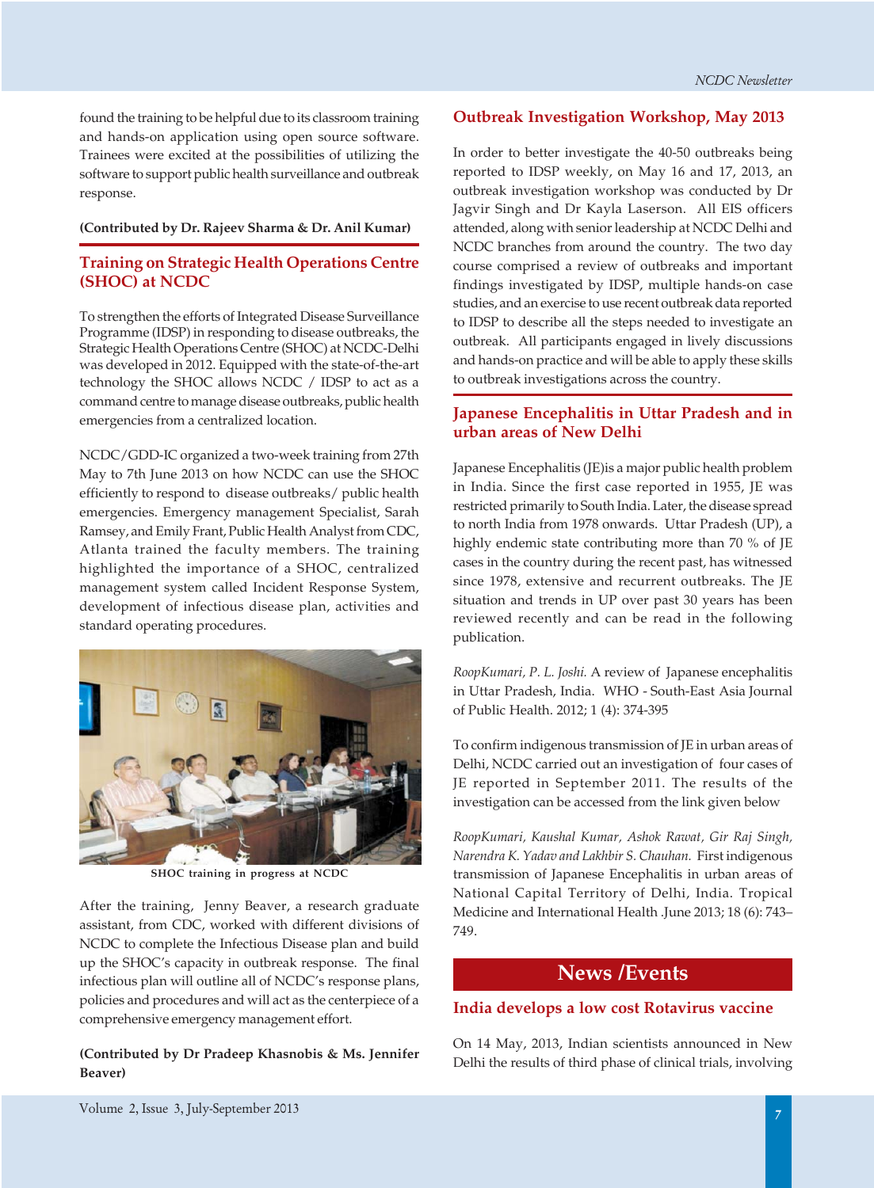found the training to be helpful due to its classroom training and hands-on application using open source software. Trainees were excited at the possibilities of utilizing the software to support public health surveillance and outbreak response.

**(Contributed by Dr. Rajeev Sharma & Dr. Anil Kumar)**

## Training on Strategic Health Operations Centre (SHOC) at NCDC

To strengthen the efforts of Integrated Disease Surveillance Programme (IDSP) in responding to disease outbreaks, the Strategic Health Operations Centre (SHOC) at NCDC-Delhi was developed in 2012. Equipped with the state-of-the-art technology the SHOC allows NCDC / IDSP to act as a command centre to manage disease outbreaks, public health emergencies from a centralized location.

NCDC/GDD-IC organized a two-week training from 27th May to 7th June 2013 on how NCDC can use the SHOC efficiently to respond to disease outbreaks/ public health emergencies. Emergency management Specialist, Sarah Ramsey, and Emily Frant, Public Health Analyst from CDC, Atlanta trained the faculty members. The training highlighted the importance of a SHOC, centralized management system called Incident Response System, development of infectious disease plan, activities and standard operating procedures.

SHOC training in progress at NCDC

After the training, Jenny Beaver, a research graduate assistant, from CDC, worked with different divisions of NCDC to complete the Infectious Disease plan and build up the SHOC's capacity in outbreak response. The final infectious plan will outline all of NCDC's response plans, policies and procedures and will act as the centerpiece of a comprehensive emergency management effort.

**(Contributed by Dr Pradeep Khasnobis & Ms. Jennifer Beaver)**

## Outbreak Investigation Workshop, May 2013

In order to better investigate the 40-50 outbreaks being reported to IDSP weekly, on May 16 and 17, 2013, an outbreak investigation workshop was conducted by Dr Jagvir Singh and Dr Kayla Laserson. All EIS officers attended, along with senior leadership at NCDC Delhi and NCDC branches from around the country. The two day course comprised a review of outbreaks and important findings investigated by IDSP, multiple hands-on case studies, and an exercise to use recent outbreak data reported to IDSP to describe all the steps needed to investigate an outbreak. All participants engaged in lively discussions and hands-on practice and will be able to apply these skills to outbreak investigations across the country.

## Japanese Encephalitis in Uttar Pradesh and in urban areas of New Delhi

Japanese Encephalitis (JE)is a major public health problem in India. Since the first case reported in 1955, JE was restricted primarily to South India. Later, the disease spread to north India from 1978 onwards. Uttar Pradesh (UP), a highly endemic state contributing more than 70 % of JE cases in the country during the recent past, has witnessed since 1978, extensive and recurrent outbreaks. The JE situation and trends in UP over past 30 years has been reviewed recently and can be read in the following publication.

*RoopKumari, P. L. Joshi.* A review of Japanese encephalitis in Uttar Pradesh, India. WHO - South-East Asia Journal of Public Health. 2012; 1 (4): 374-395

To confirm indigenous transmission of JE in urban areas of Delhi, NCDC carried out an investigation of four cases of JE reported in September 2011. The results of the investigation can be accessed from the link given below

*RoopKumari, Kaushal Kumar, Ashok Rawat, Gir Raj Singh, Narendra K. Yadav and Lakhbir S. Chauhan.* First indigenous transmission of Japanese Encephalitis in urban areas of National Capital Territory of Delhi, India. Tropical Medicine and International Health .June 2013; 18 (6): 743–749.

# News /Events

## India develops a low cost Rotavirus vaccine

On 14 May, 2013, Indian scientists announced in New Delhi the results of third phase of clinical trials, involving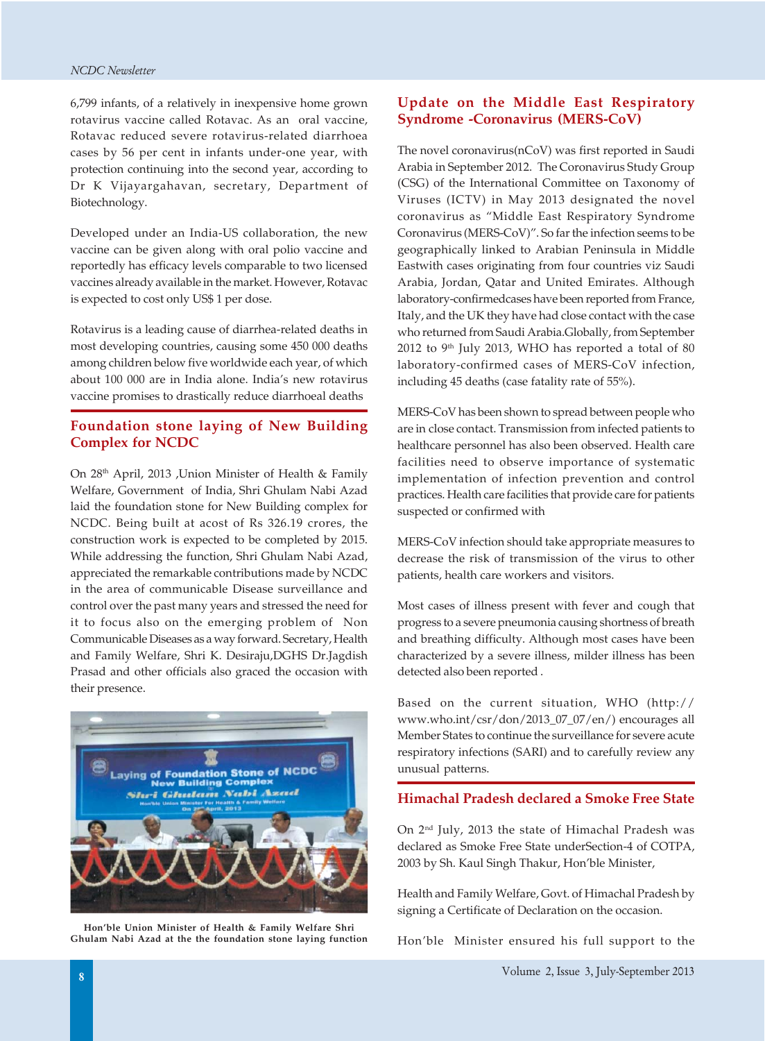6,799 infants, of a relatively in inexpensive home grown rotavirus vaccine called Rotavac. As an oral vaccine, Rotavac reduced severe rotavirus-related diarrhoea cases by 56 per cent in infants under-one year, with protection continuing into the second year, according to Dr K Vijayargahavan, secretary, Department of Biotechnology.

Developed under an India-US collaboration, the new vaccine can be given along with oral polio vaccine and reportedly has efficacy levels comparable to two licensed vaccines already available in the market. However, Rotavac is expected to cost only US$ 1 per dose.

Rotavirus is a leading cause of diarrhea-related deaths in most developing countries, causing some 450 000 deaths among children below five worldwide each year, of which about 100 000 are in India alone. India's new rotavirus vaccine promises to drastically reduce diarrhoeal deaths

## Foundation stone laying of New Building Complex for NCDC

On 28th April, 2013 ,Union Minister of Health & Family Welfare, Government of India, Shri Ghulam Nabi Azad laid the foundation stone for New Building complex for NCDC. Being built at acost of Rs 326.19 crores, the construction work is expected to be completed by 2015. While addressing the function, Shri Ghulam Nabi Azad, appreciated the remarkable contributions made by NCDC in the area of communicable Disease surveillance and control over the past many years and stressed the need for it to focus also on the emerging problem of Non Communicable Diseases as a way forward. Secretary, Health and Family Welfare, Shri K. Desiraju,DGHS Dr.Jagdish Prasad and other officials also graced the occasion with their presence.

Hon'ble Union Minister of Health & Family Welfare Shri Ghulam Nabi Azad at the the foundation stone laying function

## Update on the Middle East Respiratory Syndrome -Coronavirus (MERS-CoV)

The novel coronavirus(nCoV) was first reported in Saudi Arabia in September 2012. The Coronavirus Study Group (CSG) of the International Committee on Taxonomy of Viruses (ICTV) in May 2013 designated the novel coronavirus as "Middle East Respiratory Syndrome Coronavirus (MERS-CoV)". So far the infection seems to be geographically linked to Arabian Peninsula in Middle Eastwith cases originating from four countries viz Saudi Arabia, Jordan, Qatar and United Emirates. Although laboratory-confirmedcases have been reported from France, Italy, and the UK they have had close contact with the case who returned from Saudi Arabia.Globally, from September 2012 to 9th July 2013, WHO has reported a total of 80 laboratory-confirmed cases of MERS-CoV infection, including 45 deaths (case fatality rate of 55%).

MERS-CoV has been shown to spread between people who are in close contact. Transmission from infected patients to healthcare personnel has also been observed. Health care facilities need to observe importance of systematic implementation of infection prevention and control practices. Health care facilities that provide care for patients suspected or confirmed with

MERS-CoV infection should take appropriate measures to decrease the risk of transmission of the virus to other patients, health care workers and visitors.

Most cases of illness present with fever and cough that progress to a severe pneumonia causing shortness of breath and breathing difficulty. Although most cases have been characterized by a severe illness, milder illness has been detected also been reported .

Based on the current situation, WHO (http://www.who.int/csr/don/2013_07_07/en/) encourages all Member States to continue the surveillance for severe acute respiratory infections (SARI) and to carefully review any unusual patterns.

## Himachal Pradesh declared a Smoke Free State

On 2nd July, 2013 the state of Himachal Pradesh was declared as Smoke Free State underSection-4 of COTPA, 2003 by Sh. Kaul Singh Thakur, Hon'ble Minister,

Health and Family Welfare, Govt. of Himachal Pradesh by signing a Certificate of Declaration on the occasion.

Hon'ble Minister ensured his full support to the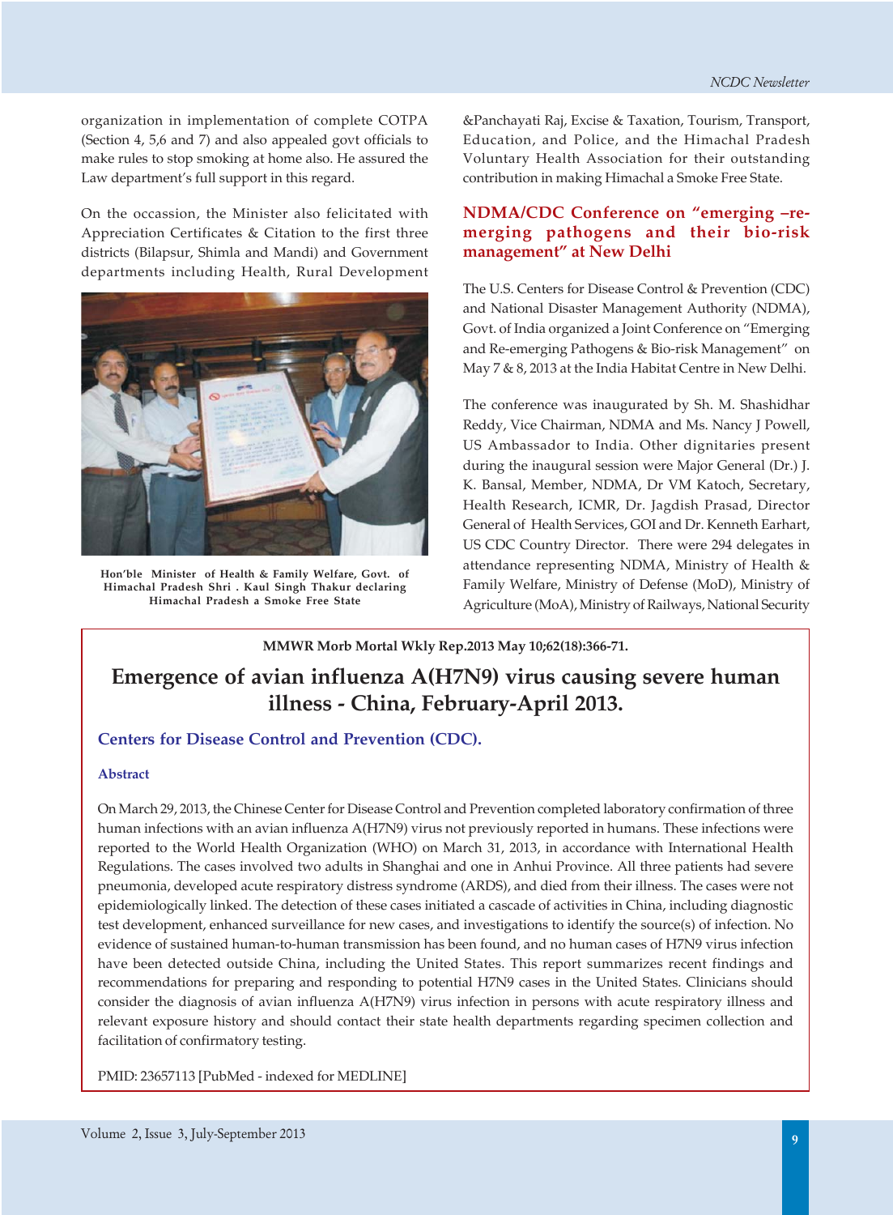organization in implementation of complete COTPA (Section 4, 5,6 and 7) and also appealed govt officials to make rules to stop smoking at home also. He assured the Law department's full support in this regard.

On the occassion, the Minister also felicitated with Appreciation Certificates & Citation to the first three districts (Bilapsur, Shimla and Mandi) and Government departments including Health, Rural Development &Panchayati Raj, Excise & Taxation, Tourism, Transport, Education, and Police, and the Himachal Pradesh Voluntary Health Association for their outstanding contribution in making Himachal a Smoke Free State.

Hon'ble Minister of Health & Family Welfare, Govt. of Himachal Pradesh Shri . Kaul Singh Thakur declaring Himachal Pradesh a Smoke Free State

## NDMA/CDC Conference on "emerging –re-merging pathogens and their bio-risk management" at New Delhi

The U.S. Centers for Disease Control & Prevention (CDC) and National Disaster Management Authority (NDMA), Govt. of India organized a Joint Conference on "Emerging and Re-emerging Pathogens & Bio-risk Management" on May 7 & 8, 2013 at the India Habitat Centre in New Delhi.

The conference was inaugurated by Sh. M. Shashidhar Reddy, Vice Chairman, NDMA and Ms. Nancy J Powell, US Ambassador to India. Other dignitaries present during the inaugural session were Major General (Dr.) J. K. Bansal, Member, NDMA, Dr VM Katoch, Secretary, Health Research, ICMR, Dr. Jagdish Prasad, Director General of Health Services, GOI and Dr. Kenneth Earhart, US CDC Country Director. There were 294 delegates in attendance representing NDMA, Ministry of Health & Family Welfare, Ministry of Defense (MoD), Ministry of Agriculture (MoA), Ministry of Railways, National Security

---

**MMWR Morb Mortal Wkly Rep.2013 May 10;62(18):366-71.**

## Emergence of avian influenza A(H7N9) virus causing severe human illness - China, February-April 2013.

### Centers for Disease Control and Prevention (CDC).

#### Abstract

On March 29, 2013, the Chinese Center for Disease Control and Prevention completed laboratory confirmation of three human infections with an avian influenza A(H7N9) virus not previously reported in humans. These infections were reported to the World Health Organization (WHO) on March 31, 2013, in accordance with International Health Regulations. The cases involved two adults in Shanghai and one in Anhui Province. All three patients had severe pneumonia, developed acute respiratory distress syndrome (ARDS), and died from their illness. The cases were not epidemiologically linked. The detection of these cases initiated a cascade of activities in China, including diagnostic test development, enhanced surveillance for new cases, and investigations to identify the source(s) of infection. No evidence of sustained human-to-human transmission has been found, and no human cases of H7N9 virus infection have been detected outside China, including the United States. This report summarizes recent findings and recommendations for preparing and responding to potential H7N9 cases in the United States. Clinicians should consider the diagnosis of avian influenza A(H7N9) virus infection in persons with acute respiratory illness and relevant exposure history and should contact their state health departments regarding specimen collection and facilitation of confirmatory testing.

PMID: 23657113 [PubMed - indexed for MEDLINE]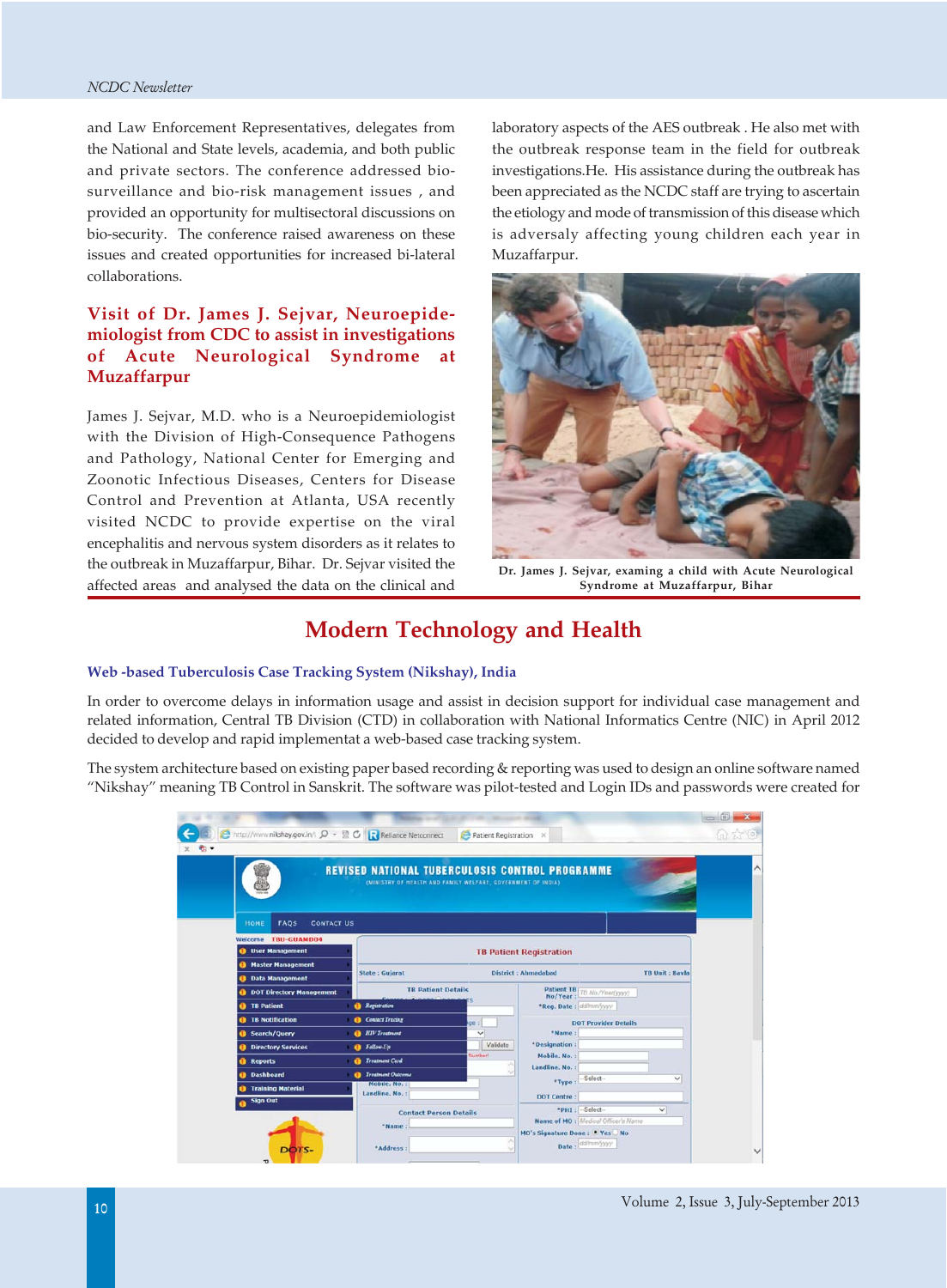and Law Enforcement Representatives, delegates from the National and State levels, academia, and both public and private sectors. The conference addressed bio-surveillance and bio-risk management issues , and provided an opportunity for multisectoral discussions on bio-security. The conference raised awareness on these issues and created opportunities for increased bi-lateral collaborations.

## Visit of Dr. James J. Sejvar, Neuroepidemiologist from CDC to assist in investigations of Acute Neurological Syndrome at Muzaffarpur

James J. Sejvar, M.D. who is a Neuroepidemiologist with the Division of High-Consequence Pathogens and Pathology, National Center for Emerging and Zoonotic Infectious Diseases, Centers for Disease Control and Prevention at Atlanta, USA recently visited NCDC to provide expertise on the viral encephalitis and nervous system disorders as it relates to the outbreak in Muzaffarpur, Bihar. Dr. Sejvar visited the affected areas and analysed the data on the clinical and laboratory aspects of the AES outbreak . He also met with the outbreak response team in the field for outbreak investigations.He. His assistance during the outbreak has been appreciated as the NCDC staff are trying to ascertain the etiology and mode of transmission of this disease which is adversaly affecting young children each year in Muzaffarpur.

Dr. James J. Sejvar, examing a child with Acute Neurological Syndrome at Muzaffarpur, Bihar

# Modern Technology and Health

### Web -based Tuberculosis Case Tracking System (Nikshay), India

In order to overcome delays in information usage and assist in decision support for individual case management and related information, Central TB Division (CTD) in collaboration with National Informatics Centre (NIC) in April 2012 decided to develop and rapid implementat a web-based case tracking system.

The system architecture based on existing paper based recording & reporting was used to design an online software named "Nikshay" meaning TB Control in Sanskrit. The software was pilot-tested and Login IDs and passwords were created for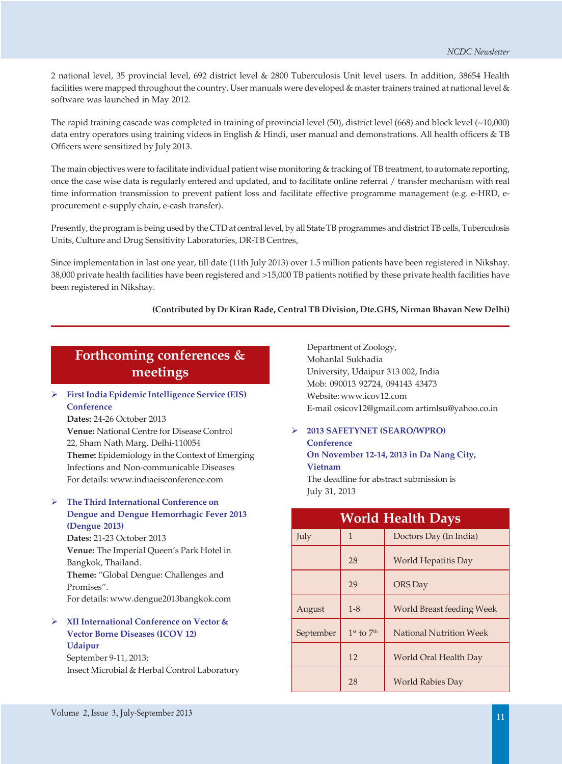2 national level, 35 provincial level, 692 district level & 2800 Tuberculosis Unit level users. In addition, 38654 Health facilities were mapped throughout the country. User manuals were developed & master trainers trained at national level & software was launched in May 2012.

The rapid training cascade was completed in training of provincial level (50), district level (668) and block level (~10,000) data entry operators using training videos in English & Hindi, user manual and demonstrations. All health officers & TB Officers were sensitized by July 2013.

The main objectives were to facilitate individual patient wise monitoring & tracking of TB treatment, to automate reporting, once the case wise data is regularly entered and updated, and to facilitate online referral / transfer mechanism with real time information transmission to prevent patient loss and facilitate effective programme management (e.g. e-HRD, e-procurement e-supply chain, e-cash transfer).

Presently, the program is being used by the CTD at central level, by all State TB programmes and district TB cells, Tuberculosis Units, Culture and Drug Sensitivity Laboratories, DR-TB Centres,

Since implementation in last one year, till date (11th July 2013) over 1.5 million patients have been registered in Nikshay. 38,000 private health facilities have been registered and >15,000 TB patients notified by these private health facilities have been registered in Nikshay.

**(Contributed by Dr Kiran Rade, Central TB Division, Dte.GHS, Nirman Bhavan New Delhi)**

## Forthcoming conferences & meetings

- **First India Epidemic Intelligence Service (EIS) Conference**
  **Dates:** 24-26 October 2013
  **Venue:** National Centre for Disease Control
  22, Sham Nath Marg, Delhi-110054
  **Theme:** Epidemiology in the Context of Emerging Infections and Non-communicable Diseases
  For details: www.indiaeisconference.com

- **The Third International Conference on Dengue and Dengue Hemorrhagic Fever 2013 (Dengue 2013)**
  **Dates:** 21-23 October 2013
  **Venue:** The Imperial Queen's Park Hotel in Bangkok, Thailand.
  **Theme:** "Global Dengue: Challenges and Promises".
  For details: www.dengue2013bangkok.com

- **XII International Conference on Vector & Vector Borne Diseases (ICOV 12) Udaipur**
  September 9-11, 2013;
  Insect Microbial & Herbal Control Laboratory
  Department of Zoology,
  Mohanlal Sukhadia
  University, Udaipur 313 002, India
  Mob: 090013 92724, 094143 43473
  Website: www.icov12.com
  E-mail osicov12@gmail.com artimlsu@yahoo.co.in

- **2013 SAFETYNET (SEARO/WPRO) Conference**
  **On November 12-14, 2013 in Da Nang City, Vietnam**
  The deadline for abstract submission is July 31, 2013

## World Health Days

| Month | Date | Day |
|---|---|---|
| July | 1 | Doctors Day (In India) |
| | 28 | World Hepatitis Day |
| | 29 | ORS Day |
| August | 1-8 | World Breast feeding Week |
| September | 1st to 7th | National Nutrition Week |
| | 12 | World Oral Health Day |
| | 28 | World Rabies Day |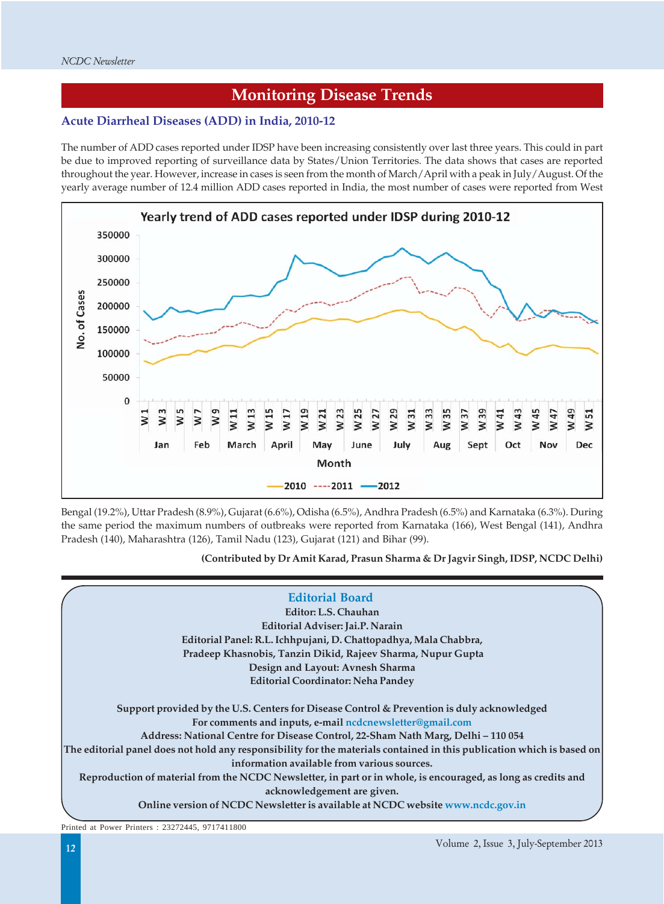# Monitoring Disease Trends

## Acute Diarrheal Diseases (ADD) in India, 2010-12

The number of ADD cases reported under IDSP have been increasing consistently over last three years. This could in part be due to improved reporting of surveillance data by States/Union Territories. The data shows that cases are reported throughout the year. However, increase in cases is seen from the month of March/April with a peak in July/August. Of the yearly average number of 12.4 million ADD cases reported in India, the most number of cases were reported from West Bengal (19.2%), Uttar Pradesh (8.9%), Gujarat (6.6%), Odisha (6.5%), Andhra Pradesh (6.5%) and Karnataka (6.3%). During the same period the maximum numbers of outbreaks were reported from Karnataka (166), West Bengal (141), Andhra Pradesh (140), Maharashtra (126), Tamil Nadu (123), Gujarat (121) and Bihar (99).

Yearly trend of ADD cases reported under IDSP during 2010-12

No. of Cases

350000
300000
250000
200000
150000
100000
50000
0

W 1, W 3, W 5, W 7, W 9, W 11, W 13, W 15, W 17, W 19, W 21, W 23, W 25, W 27, W 29, W 31, W 33, W 35, W 37, W 39, W 41, W 43, W 45, W 47, W 49, W 51

Jan, Feb, March, April, May, June, July, Aug, Sept, Oct, Nov, Dec

Month

2010, 2011, 2012

**(Contributed by Dr Amit Karad, Prasun Sharma & Dr Jagvir Singh, IDSP, NCDC Delhi)**

---

### Editorial Board

**Editor: L.S. Chauhan**

**Editorial Adviser: Jai.P. Narain**

**Editorial Panel: R.L. Ichhpujani, D. Chattopadhya, Mala Chabbra, Pradeep Khasnobis, Tanzin Dikid, Rajeev Sharma, Nupur Gupta**

**Design and Layout: Avnesh Sharma**

**Editorial Coordinator: Neha Pandey**

**Support provided by the U.S. Centers for Disease Control & Prevention is duly acknowledged**

**For comments and inputs, e-mail ncdcnewsletter@gmail.com**

**Address: National Centre for Disease Control, 22-Sham Nath Marg, Delhi – 110 054**

**The editorial panel does not hold any responsibility for the materials contained in this publication which is based on information available from various sources.**

**Reproduction of material from the NCDC Newsletter, in part or in whole, is encouraged, as long as credits and acknowledgement are given.**

**Online version of NCDC Newsletter is available at NCDC website www.ncdc.gov.in**

Printed at Power Printers : 23272445, 9717411800